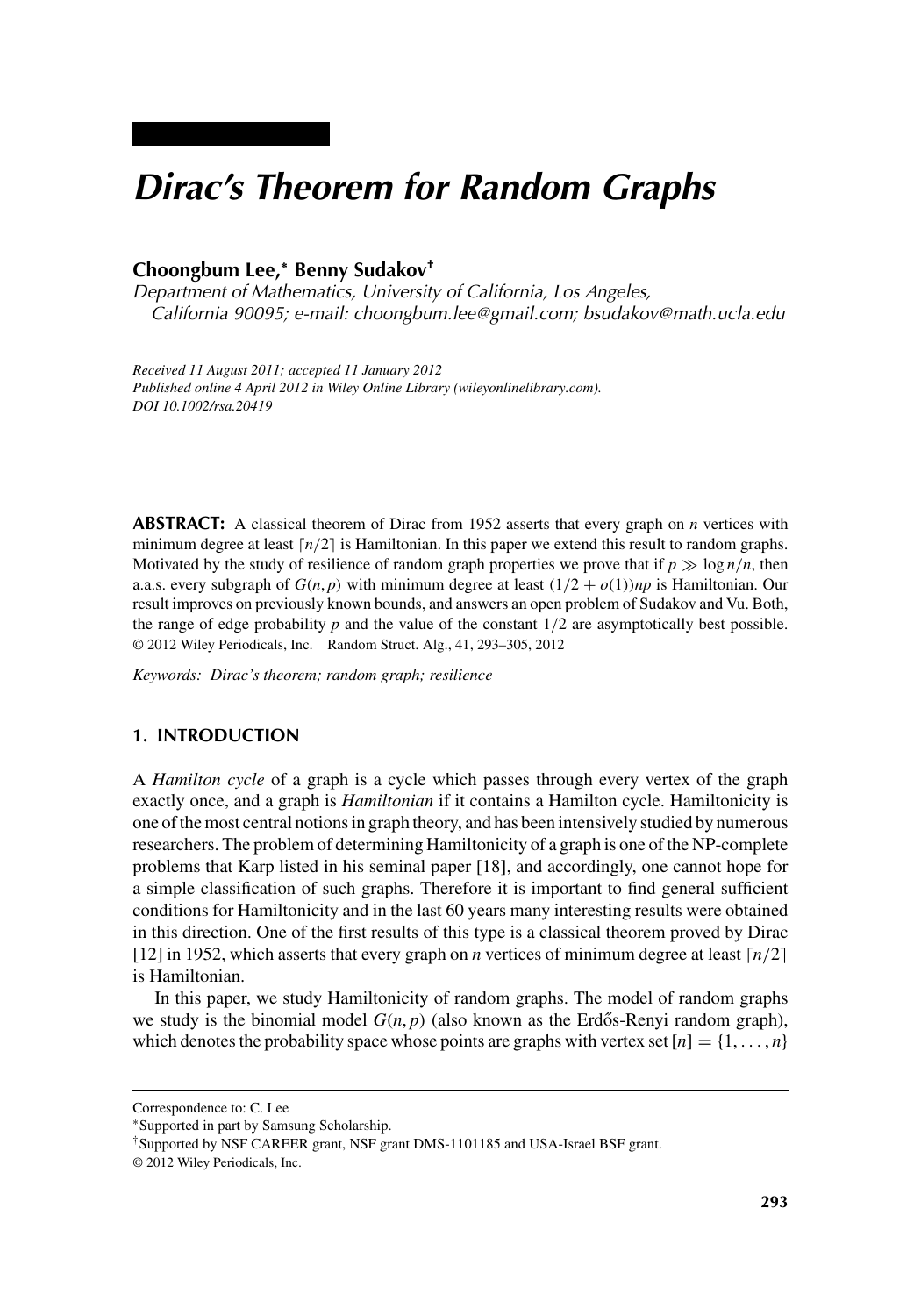# Dirac's Theorem for Random Graphs

**Choongbum Lee,* Benny Sudakov†**

*Department of Mathematics, University of California, Los Angeles, California 90095; e-mail: choongbum.lee@gmail.com; bsudakov@math.ucla.edu*

*Received 11 August 2011; accepted 11 January 2012*
*Published online 4 April 2012 in Wiley Online Library (wileyonlinelibrary.com).*
*DOI 10.1002/rsa.20419*

**ABSTRACT:** A classical theorem of Dirac from 1952 asserts that every graph on $n$ vertices with minimum degree at least $\lceil n/2 \rceil$ is Hamiltonian. In this paper we extend this result to random graphs. Motivated by the study of resilience of random graph properties we prove that if $p \gg \log n/n$, then a.a.s. every subgraph of $G(n,p)$ with minimum degree at least $(1/2 + o(1))np$ is Hamiltonian. Our result improves on previously known bounds, and answers an open problem of Sudakov and Vu. Both, the range of edge probability $p$ and the value of the constant $1/2$ are asymptotically best possible. © 2012 Wiley Periodicals, Inc. Random Struct. Alg., 41, 293–305, 2012

*Keywords: Dirac's theorem; random graph; resilience*

## 1. INTRODUCTION

A *Hamilton cycle* of a graph is a cycle which passes through every vertex of the graph exactly once, and a graph is *Hamiltonian* if it contains a Hamilton cycle. Hamiltonicity is one of the most central notions in graph theory, and has been intensively studied by numerous researchers. The problem of determining Hamiltonicity of a graph is one of the NP-complete problems that Karp listed in his seminal paper [18], and accordingly, one cannot hope for a simple classification of such graphs. Therefore it is important to find general sufficient conditions for Hamiltonicity and in the last 60 years many interesting results were obtained in this direction. One of the first results of this type is a classical theorem proved by Dirac [12] in 1952, which asserts that every graph on $n$ vertices of minimum degree at least $\lceil n/2 \rceil$ is Hamiltonian.

In this paper, we study Hamiltonicity of random graphs. The model of random graphs we study is the binomial model $G(n,p)$ (also known as the Erdős-Renyi random graph), which denotes the probability space whose points are graphs with vertex set $[n] = \{1, \ldots, n\}$

---

Correspondence to: C. Lee

*Supported in part by Samsung Scholarship.

†Supported by NSF CAREER grant, NSF grant DMS-1101185 and USA-Israel BSF grant.

© 2012 Wiley Periodicals, Inc.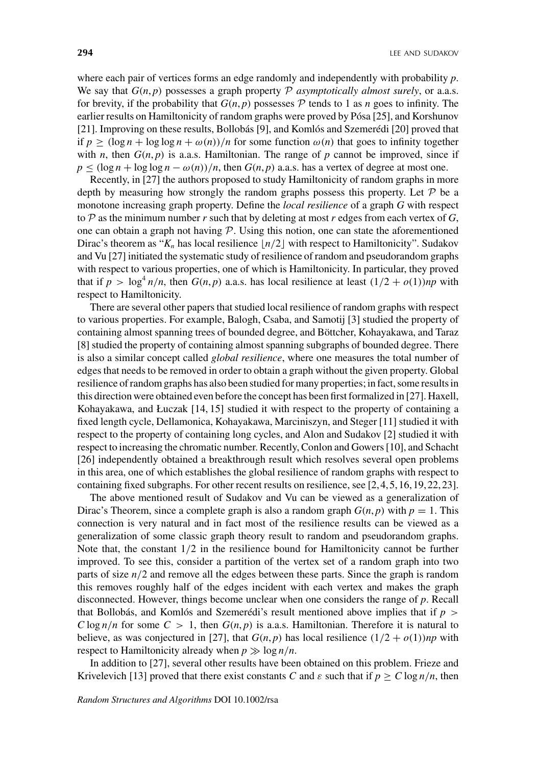where each pair of vertices forms an edge randomly and independently with probability $p$. We say that $G(n,p)$ possesses a graph property $\mathcal{P}$ *asymptotically almost surely*, or a.a.s. for brevity, if the probability that $G(n,p)$ possesses $\mathcal{P}$ tends to 1 as $n$ goes to infinity. The earlier results on Hamiltonicity of random graphs were proved by Pósa [25], and Korshunov [21]. Improving on these results, Bollobás [9], and Komlós and Szemerédi [20] proved that if $p \geq (\log n + \log\log n + \omega(n))/n$ for some function $\omega(n)$ that goes to infinity together with $n$, then $G(n,p)$ is a.a.s. Hamiltonian. The range of $p$ cannot be improved, since if $p \leq (\log n + \log\log n - \omega(n))/n$, then $G(n,p)$ a.a.s. has a vertex of degree at most one.

Recently, in [27] the authors proposed to study Hamiltonicity of random graphs in more depth by measuring how strongly the random graphs possess this property. Let $\mathcal{P}$ be a monotone increasing graph property. Define the *local resilience* of a graph $G$ with respect to $\mathcal{P}$ as the minimum number $r$ such that by deleting at most $r$ edges from each vertex of $G$, one can obtain a graph not having $\mathcal{P}$. Using this notion, one can state the aforementioned Dirac's theorem as "$K_n$ has local resilience $\lfloor n/2 \rfloor$ with respect to Hamiltonicity". Sudakov and Vu [27] initiated the systematic study of resilience of random and pseudorandom graphs with respect to various properties, one of which is Hamiltonicity. In particular, they proved that if $p > \log^4 n/n$, then $G(n,p)$ a.a.s. has local resilience at least $(1/2 + o(1))np$ with respect to Hamiltonicity.

There are several other papers that studied local resilience of random graphs with respect to various properties. For example, Balogh, Csaba, and Samotij [3] studied the property of containing almost spanning trees of bounded degree, and Böttcher, Kohayakawa, and Taraz [8] studied the property of containing almost spanning subgraphs of bounded degree. There is also a similar concept called *global resilience*, where one measures the total number of edges that needs to be removed in order to obtain a graph without the given property. Global resilience of random graphs has also been studied for many properties; in fact, some results in this direction were obtained even before the concept has been first formalized in [27]. Haxell, Kohayakawa, and Łuczak [14, 15] studied it with respect to the property of containing a fixed length cycle, Dellamonica, Kohayakawa, Marciniszyn, and Steger [11] studied it with respect to the property of containing long cycles, and Alon and Sudakov [2] studied it with respect to increasing the chromatic number. Recently, Conlon and Gowers [10], and Schacht [26] independently obtained a breakthrough result which resolves several open problems in this area, one of which establishes the global resilience of random graphs with respect to containing fixed subgraphs. For other recent results on resilience, see [2, 4, 5, 16, 19, 22, 23].

The above mentioned result of Sudakov and Vu can be viewed as a generalization of Dirac's Theorem, since a complete graph is also a random graph $G(n,p)$ with $p = 1$. This connection is very natural and in fact most of the resilience results can be viewed as a generalization of some classic graph theory result to random and pseudorandom graphs. Note that, the constant $1/2$ in the resilience bound for Hamiltonicity cannot be further improved. To see this, consider a partition of the vertex set of a random graph into two parts of size $n/2$ and remove all the edges between these parts. Since the graph is random this removes roughly half of the edges incident with each vertex and makes the graph disconnected. However, things become unclear when one considers the range of $p$. Recall that Bollobás, and Komlós and Szemerédi's result mentioned above implies that if $p > C\log n/n$ for some $C > 1$, then $G(n,p)$ is a.a.s. Hamiltonian. Therefore it is natural to believe, as was conjectured in [27], that $G(n,p)$ has local resilience $(1/2 + o(1))np$ with respect to Hamiltonicity already when $p \gg \log n/n$.

In addition to [27], several other results have been obtained on this problem. Frieze and Krivelevich [13] proved that there exist constants $C$ and $\varepsilon$ such that if $p \geq C\log n/n$, then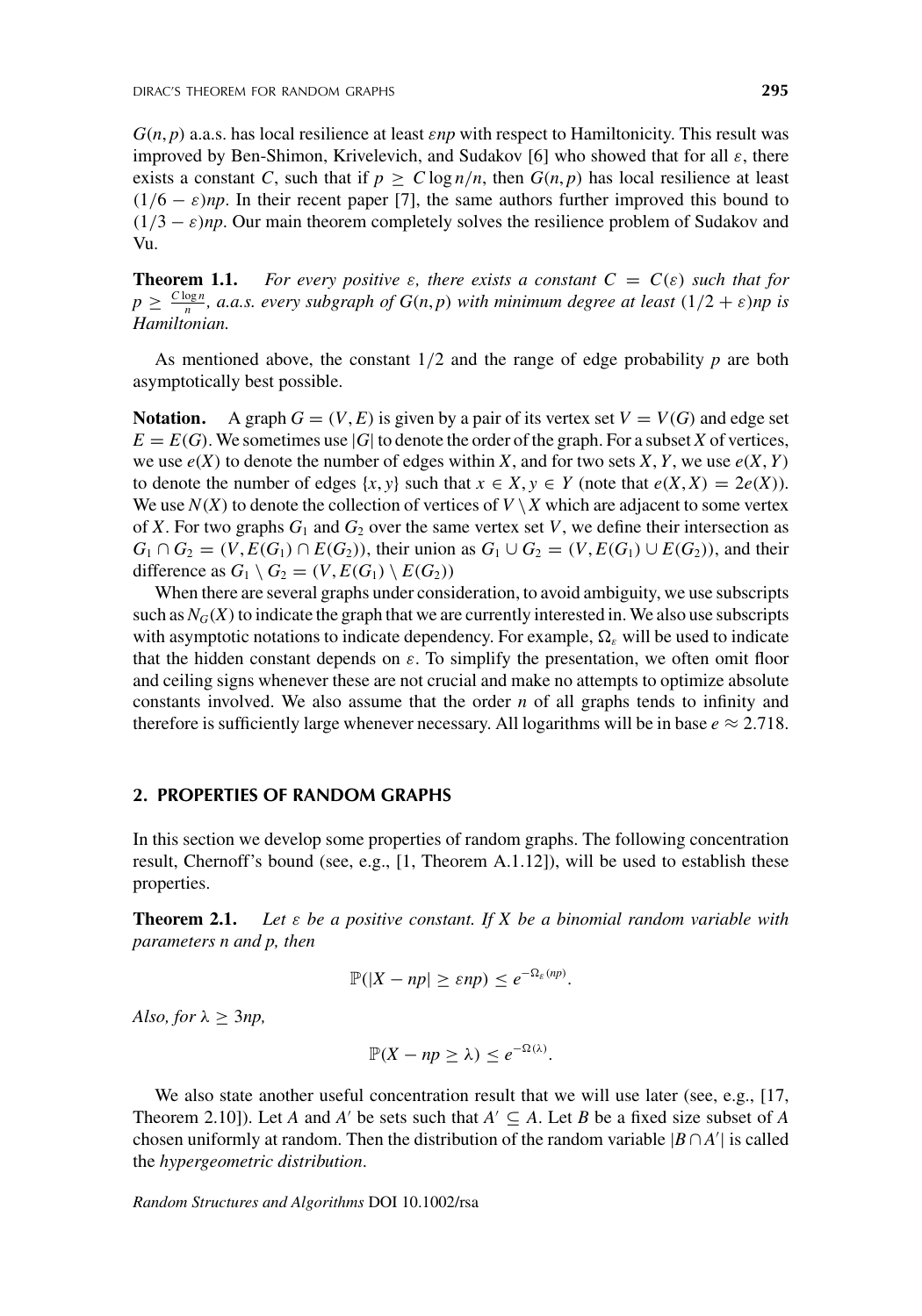$G(n,p)$ a.a.s. has local resilience at least $\varepsilon np$ with respect to Hamiltonicity. This result was improved by Ben-Shimon, Krivelevich, and Sudakov [6] who showed that for all $\varepsilon$, there exists a constant $C$, such that if $p \geq C\log n/n$, then $G(n,p)$ has local resilience at least $(1/6-\varepsilon)np$. In their recent paper [7], the same authors further improved this bound to $(1/3-\varepsilon)np$. Our main theorem completely solves the resilience problem of Sudakov and Vu.

**Theorem 1.1.** *For every positive $\varepsilon$, there exists a constant $C = C(\varepsilon)$ such that for $p \geq \frac{C\log n}{n}$, a.a.s. every subgraph of $G(n,p)$ with minimum degree at least $(1/2+\varepsilon)np$ is Hamiltonian.*

As mentioned above, the constant $1/2$ and the range of edge probability $p$ are both asymptotically best possible.

**Notation.** A graph $G = (V,E)$ is given by a pair of its vertex set $V = V(G)$ and edge set $E = E(G)$. We sometimes use $|G|$ to denote the order of the graph. For a subset $X$ of vertices, we use $e(X)$ to denote the number of edges within $X$, and for two sets $X, Y$, we use $e(X,Y)$ to denote the number of edges $\{x,y\}$ such that $x \in X, y \in Y$ (note that $e(X,X) = 2e(X)$). We use $N(X)$ to denote the collection of vertices of $V \setminus X$ which are adjacent to some vertex of $X$. For two graphs $G_1$ and $G_2$ over the same vertex set $V$, we define their intersection as $G_1 \cap G_2 = (V, E(G_1) \cap E(G_2))$, their union as $G_1 \cup G_2 = (V, E(G_1) \cup E(G_2))$, and their difference as $G_1 \setminus G_2 = (V, E(G_1) \setminus E(G_2))$

When there are several graphs under consideration, to avoid ambiguity, we use subscripts such as $N_G(X)$ to indicate the graph that we are currently interested in. We also use subscripts with asymptotic notations to indicate dependency. For example, $\Omega_\varepsilon$ will be used to indicate that the hidden constant depends on $\varepsilon$. To simplify the presentation, we often omit floor and ceiling signs whenever these are not crucial and make no attempts to optimize absolute constants involved. We also assume that the order $n$ of all graphs tends to infinity and therefore is sufficiently large whenever necessary. All logarithms will be in base $e \approx 2.718$.

## 2. PROPERTIES OF RANDOM GRAPHS

In this section we develop some properties of random graphs. The following concentration result, Chernoff's bound (see, e.g., [1, Theorem A.1.12]), will be used to establish these properties.

**Theorem 2.1.** *Let $\varepsilon$ be a positive constant. If $X$ be a binomial random variable with parameters $n$ and $p$, then*

$$\mathbb{P}(|X - np| \geq \varepsilon np) \leq e^{-\Omega_\varepsilon(np)}.$$

*Also, for $\lambda \geq 3np$,*

$$\mathbb{P}(X - np \geq \lambda) \leq e^{-\Omega(\lambda)}.$$

We also state another useful concentration result that we will use later (see, e.g., [17, Theorem 2.10]). Let $A$ and $A'$ be sets such that $A' \subseteq A$. Let $B$ be a fixed size subset of $A$ chosen uniformly at random. Then the distribution of the random variable $|B \cap A'|$ is called the *hypergeometric distribution*.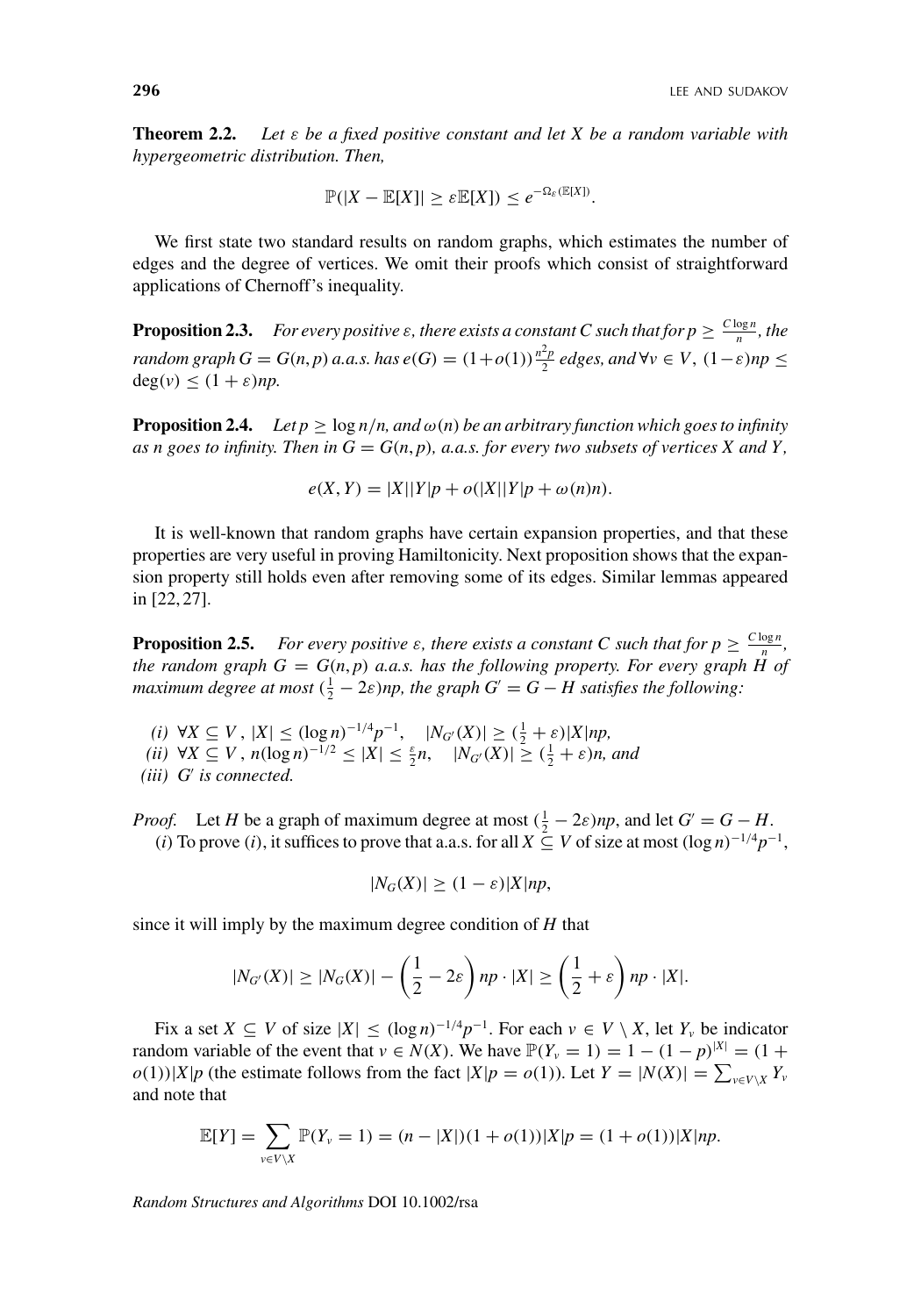**Theorem 2.2.** *Let $\varepsilon$ be a fixed positive constant and let $X$ be a random variable with hypergeometric distribution. Then,*

$$\mathbb{P}(|X - \mathbb{E}[X]| \geq \varepsilon \mathbb{E}[X]) \leq e^{-\Omega_\varepsilon(\mathbb{E}[X])}.$$

We first state two standard results on random graphs, which estimates the number of edges and the degree of vertices. We omit their proofs which consist of straightforward applications of Chernoff's inequality.

**Proposition 2.3.** *For every positive $\varepsilon$, there exists a constant $C$ such that for $p \geq \frac{C \log n}{n}$, the random graph $G = G(n,p)$ a.a.s. has $e(G) = (1+o(1))\frac{n^2 p}{2}$ edges, and $\forall v \in V$, $(1-\varepsilon)np \leq \deg(v) \leq (1+\varepsilon)np$.*

**Proposition 2.4.** *Let $p \geq \log n/n$, and $\omega(n)$ be an arbitrary function which goes to infinity as $n$ goes to infinity. Then in $G = G(n,p)$, a.a.s. for every two subsets of vertices $X$ and $Y$,*

$$e(X, Y) = |X||Y|p + o(|X||Y|p + \omega(n)n).$$

It is well-known that random graphs have certain expansion properties, and that these properties are very useful in proving Hamiltonicity. Next proposition shows that the expansion property still holds even after removing some of its edges. Similar lemmas appeared in [22, 27].

**Proposition 2.5.** *For every positive $\varepsilon$, there exists a constant $C$ such that for $p \geq \frac{C \log n}{n}$, the random graph $G = G(n,p)$ a.a.s. has the following property. For every graph $H$ of maximum degree at most $(\frac{1}{2} - 2\varepsilon)np$, the graph $G' = G - H$ satisfies the following:*

*(i)* $\forall X \subseteq V$, $|X| \leq (\log n)^{-1/4} p^{-1}$, $\quad |N_{G'}(X)| \geq (\frac{1}{2} + \varepsilon)|X|np$,
*(ii)* $\forall X \subseteq V$, $n(\log n)^{-1/2} \leq |X| \leq \frac{\varepsilon}{2} n$, $\quad |N_{G'}(X)| \geq (\frac{1}{2} + \varepsilon)n$, *and*
*(iii)* $G'$ *is connected.*

*Proof.* Let $H$ be a graph of maximum degree at most $(\frac{1}{2} - 2\varepsilon)np$, and let $G' = G - H$.

$(i)$ To prove $(i)$, it suffices to prove that a.a.s. for all $X \subseteq V$ of size at most $(\log n)^{-1/4} p^{-1}$,

$$|N_G(X)| \geq (1 - \varepsilon)|X|np,$$

since it will imply by the maximum degree condition of $H$ that

$$|N_{G'}(X)| \geq |N_G(X)| - \left(\frac{1}{2} - 2\varepsilon\right) np \cdot |X| \geq \left(\frac{1}{2} + \varepsilon\right) np \cdot |X|.$$

Fix a set $X \subseteq V$ of size $|X| \leq (\log n)^{-1/4} p^{-1}$. For each $v \in V \setminus X$, let $Y_v$ be indicator random variable of the event that $v \in N(X)$. We have $\mathbb{P}(Y_v = 1) = 1 - (1-p)^{|X|} = (1 + o(1))|X|p$ (the estimate follows from the fact $|X|p = o(1)$). Let $Y = |N(X)| = \sum_{v \in V \setminus X} Y_v$ and note that

$$\mathbb{E}[Y] = \sum_{v \in V \setminus X} \mathbb{P}(Y_v = 1) = (n - |X|)(1 + o(1))|X|p = (1 + o(1))|X|np.$$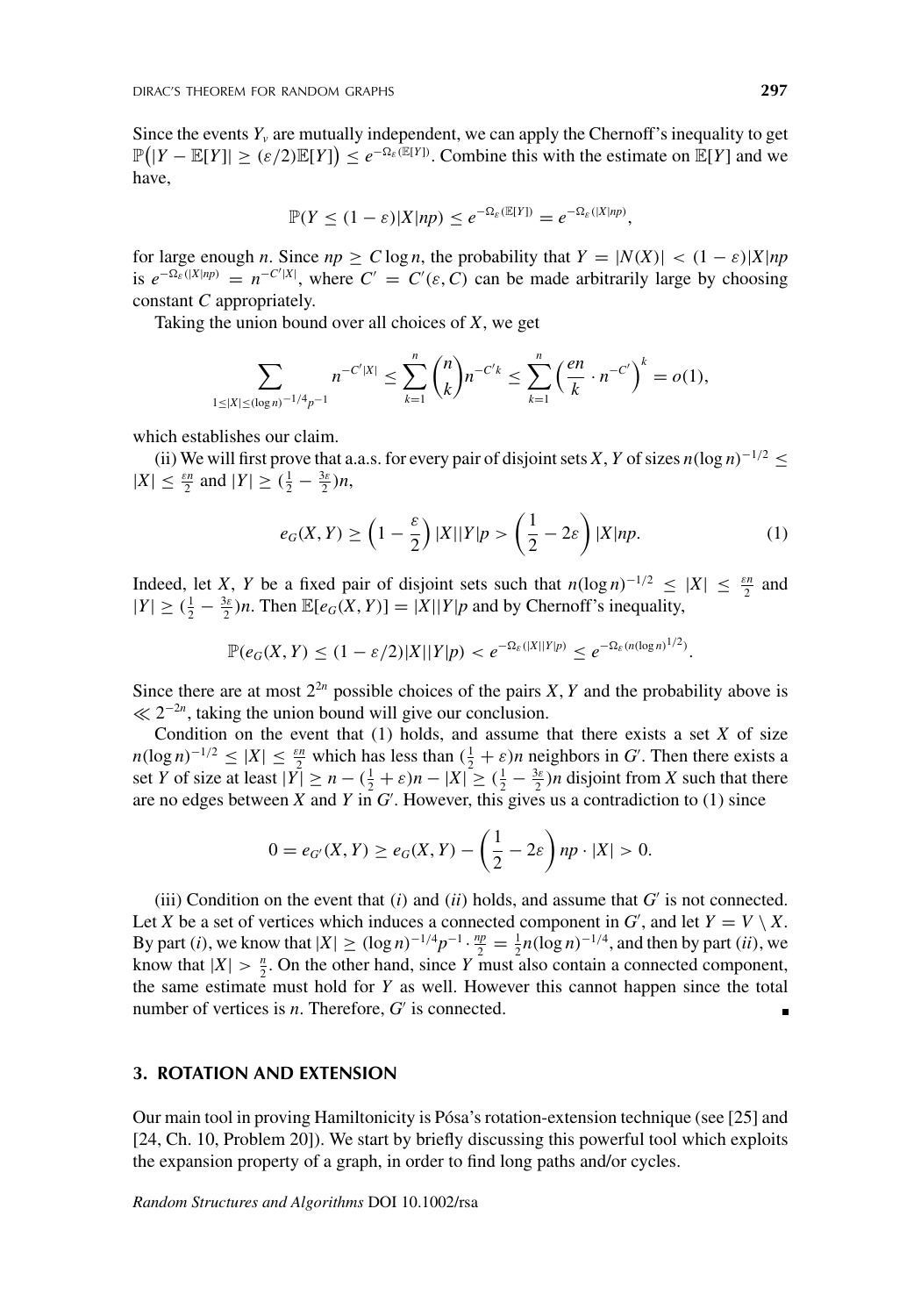Since the events $Y_v$ are mutually independent, we can apply the Chernoff's inequality to get $\mathbb{P}\big(|Y - \mathbb{E}[Y]| \geq (\varepsilon/2)\mathbb{E}[Y]\big) \leq e^{-\Omega_\varepsilon(\mathbb{E}[Y])}$. Combine this with the estimate on $\mathbb{E}[Y]$ and we have,

$$\mathbb{P}(Y \leq (1-\varepsilon)|X|np) \leq e^{-\Omega_\varepsilon(\mathbb{E}[Y])} = e^{-\Omega_\varepsilon(|X|np)},$$

for large enough $n$. Since $np \geq C\log n$, the probability that $Y = |N(X)| < (1-\varepsilon)|X|np$ is $e^{-\Omega_\varepsilon(|X|np)} = n^{-C'|X|}$, where $C' = C'(\varepsilon, C)$ can be made arbitrarily large by choosing constant $C$ appropriately.

Taking the union bound over all choices of $X$, we get

$$\sum_{1 \leq |X| \leq (\log n)^{-1/4}p^{-1}} n^{-C'|X|} \leq \sum_{k=1}^{n} \binom{n}{k} n^{-C'k} \leq \sum_{k=1}^{n} \left(\frac{en}{k} \cdot n^{-C'}\right)^k = o(1),$$

which establishes our claim.

(ii) We will first prove that a.a.s. for every pair of disjoint sets $X, Y$ of sizes $n(\log n)^{-1/2} \leq |X| \leq \frac{\varepsilon n}{2}$ and $|Y| \geq (\frac{1}{2} - \frac{3\varepsilon}{2})n$,

$$e_G(X,Y) \geq \left(1 - \frac{\varepsilon}{2}\right)|X||Y|p > \left(\frac{1}{2} - 2\varepsilon\right)|X|np. \tag{1}$$

Indeed, let $X, Y$ be a fixed pair of disjoint sets such that $n(\log n)^{-1/2} \leq |X| \leq \frac{\varepsilon n}{2}$ and $|Y| \geq (\frac{1}{2} - \frac{3\varepsilon}{2})n$. Then $\mathbb{E}[e_G(X,Y)] = |X||Y|p$ and by Chernoff's inequality,

$$\mathbb{P}(e_G(X,Y) \leq (1-\varepsilon/2)|X||Y|p) < e^{-\Omega_\varepsilon(|X||Y|p)} \leq e^{-\Omega_\varepsilon(n(\log n)^{1/2})}.$$

Since there are at most $2^{2n}$ possible choices of the pairs $X, Y$ and the probability above is $\ll 2^{-2n}$, taking the union bound will give our conclusion.

Condition on the event that (1) holds, and assume that there exists a set $X$ of size $n(\log n)^{-1/2} \leq |X| \leq \frac{\varepsilon n}{2}$ which has less than $(\frac{1}{2} + \varepsilon)n$ neighbors in $G'$. Then there exists a set $Y$ of size at least $|Y| \geq n - (\frac{1}{2} + \varepsilon)n - |X| \geq (\frac{1}{2} - \frac{3\varepsilon}{2})n$ disjoint from $X$ such that there are no edges between $X$ and $Y$ in $G'$. However, this gives us a contradiction to (1) since

$$0 = e_{G'}(X,Y) \geq e_G(X,Y) - \left(\frac{1}{2} - 2\varepsilon\right)np \cdot |X| > 0.$$

(iii) Condition on the event that $(i)$ and $(ii)$ holds, and assume that $G'$ is not connected. Let $X$ be a set of vertices which induces a connected component in $G'$, and let $Y = V \setminus X$. By part $(i)$, we know that $|X| \geq (\log n)^{-1/4}p^{-1} \cdot \frac{np}{2} = \frac{1}{2}n(\log n)^{-1/4}$, and then by part $(ii)$, we know that $|X| > \frac{n}{2}$. On the other hand, since $Y$ must also contain a connected component, the same estimate must hold for $Y$ as well. However this cannot happen since the total number of vertices is $n$. Therefore, $G'$ is connected. ∎

## 3. ROTATION AND EXTENSION

Our main tool in proving Hamiltonicity is Pósa's rotation-extension technique (see [25] and [24, Ch. 10, Problem 20]). We start by briefly discussing this powerful tool which exploits the expansion property of a graph, in order to find long paths and/or cycles.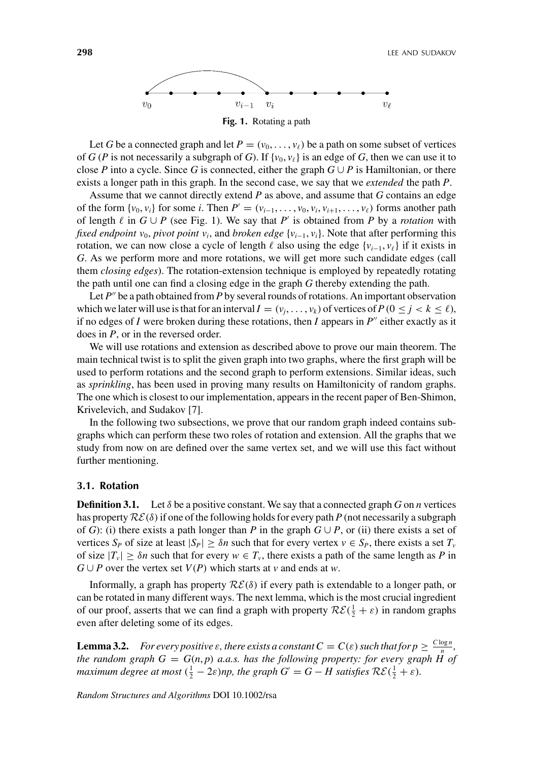**Fig. 1.** Rotating a path

Let $G$ be a connected graph and let $P = (v_0, \ldots, v_\ell)$ be a path on some subset of vertices of $G$ ($P$ is not necessarily a subgraph of $G$). If $\{v_0, v_\ell\}$ is an edge of $G$, then we can use it to close $P$ into a cycle. Since $G$ is connected, either the graph $G \cup P$ is Hamiltonian, or there exists a longer path in this graph. In the second case, we say that we *extended* the path $P$.

Assume that we cannot directly extend $P$ as above, and assume that $G$ contains an edge of the form $\{v_0, v_i\}$ for some $i$. Then $P' = (v_{i-1}, \ldots, v_0, v_i, v_{i+1}, \ldots, v_\ell)$ forms another path of length $\ell$ in $G \cup P$ (see Fig. 1). We say that $P'$ is obtained from $P$ by a *rotation* with *fixed endpoint* $v_0$, *pivot point* $v_i$, and *broken edge* $\{v_{i-1}, v_i\}$. Note that after performing this rotation, we can now close a cycle of length $\ell$ also using the edge $\{v_{i-1}, v_\ell\}$ if it exists in $G$. As we perform more and more rotations, we will get more such candidate edges (call them *closing edges*). The rotation-extension technique is employed by repeatedly rotating the path until one can find a closing edge in the graph $G$ thereby extending the path.

Let $P''$ be a path obtained from $P$ by several rounds of rotations. An important observation which we later will use is that for an interval $I = (v_j, \ldots, v_k)$ of vertices of $P$ ($0 \le j < k \le \ell$), if no edges of $I$ were broken during these rotations, then $I$ appears in $P''$ either exactly as it does in $P$, or in the reversed order.

We will use rotations and extension as described above to prove our main theorem. The main technical twist is to split the given graph into two graphs, where the first graph will be used to perform rotations and the second graph to perform extensions. Similar ideas, such as *sprinkling*, has been used in proving many results on Hamiltonicity of random graphs. The one which is closest to our implementation, appears in the recent paper of Ben-Shimon, Krivelevich, and Sudakov [7].

In the following two subsections, we prove that our random graph indeed contains subgraphs which can perform these two roles of rotation and extension. All the graphs that we study from now on are defined over the same vertex set, and we will use this fact without further mentioning.

### 3.1. Rotation

**Definition 3.1.** Let $\delta$ be a positive constant. We say that a connected graph $G$ on $n$ vertices has property $\mathcal{RE}(\delta)$ if one of the following holds for every path $P$ (not necessarily a subgraph of $G$): (i) there exists a path longer than $P$ in the graph $G \cup P$, or (ii) there exists a set of vertices $S_P$ of size at least $|S_P| \ge \delta n$ such that for every vertex $v \in S_P$, there exists a set $T_v$ of size $|T_v| \ge \delta n$ such that for every $w \in T_v$, there exists a path of the same length as $P$ in $G \cup P$ over the vertex set $V(P)$ which starts at $v$ and ends at $w$.

Informally, a graph has property $\mathcal{RE}(\delta)$ if every path is extendable to a longer path, or can be rotated in many different ways. The next lemma, which is the most crucial ingredient of our proof, asserts that we can find a graph with property $\mathcal{RE}(\frac{1}{2} + \varepsilon)$ in random graphs even after deleting some of its edges.

**Lemma 3.2.** *For every positive $\varepsilon$, there exists a constant $C = C(\varepsilon)$ such that for $p \ge \frac{C \log n}{n}$, the random graph $G = G(n, p)$ a.a.s. has the following property: for every graph $H$ of maximum degree at most $(\frac{1}{2} - 2\varepsilon)np$, the graph $G' = G - H$ satisfies $\mathcal{RE}(\frac{1}{2} + \varepsilon)$.*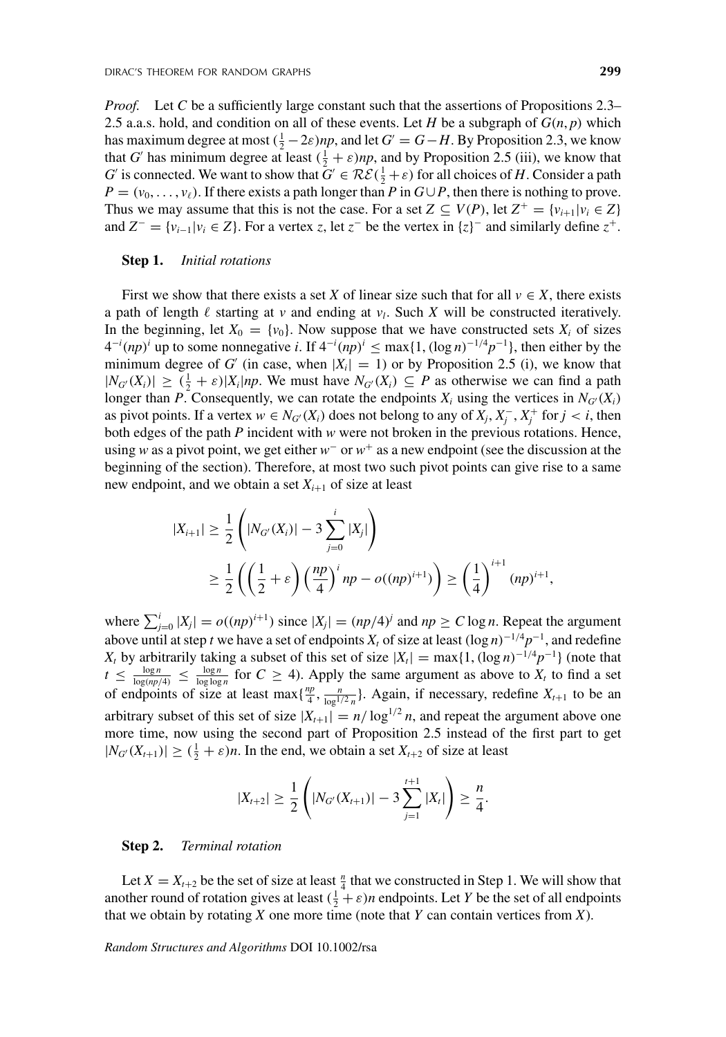*Proof.* Let $C$ be a sufficiently large constant such that the assertions of Propositions 2.3–2.5 a.a.s. hold, and condition on all of these events. Let $H$ be a subgraph of $G(n,p)$ which has maximum degree at most $(\frac{1}{2} - 2\varepsilon)np$, and let $G' = G - H$. By Proposition 2.3, we know that $G'$ has minimum degree at least $(\frac{1}{2} + \varepsilon)np$, and by Proposition 2.5 (iii), we know that $G'$ is connected. We want to show that $G' \in \mathcal{RE}(\frac{1}{2} + \varepsilon)$ for all choices of $H$. Consider a path $P = (v_0, \ldots, v_\ell)$. If there exists a path longer than $P$ in $G \cup P$, then there is nothing to prove. Thus we may assume that this is not the case. For a set $Z \subseteq V(P)$, let $Z^+ = \{v_{i+1} | v_i \in Z\}$ and $Z^- = \{v_{i-1} | v_i \in Z\}$. For a vertex $z$, let $z^-$ be the vertex in $\{z\}^-$ and similarly define $z^+$.

**Step 1.** *Initial rotations*

First we show that there exists a set $X$ of linear size such that for all $v \in X$, there exists a path of length $\ell$ starting at $v$ and ending at $v_l$. Such $X$ will be constructed iteratively. In the beginning, let $X_0 = \{v_0\}$. Now suppose that we have constructed sets $X_i$ of sizes $4^{-i}(np)^i$ up to some nonnegative $i$. If $4^{-i}(np)^i \leq \max\{1, (\log n)^{-1/4}p^{-1}\}$, then either by the minimum degree of $G'$ (in case, when $|X_i| = 1$) or by Proposition 2.5 (i), we know that $|N_{G'}(X_i)| \geq (\frac{1}{2} + \varepsilon)|X_i|np$. We must have $N_{G'}(X_i) \subseteq P$ as otherwise we can find a path longer than $P$. Consequently, we can rotate the endpoints $X_i$ using the vertices in $N_{G'}(X_i)$ as pivot points. If a vertex $w \in N_{G'}(X_i)$ does not belong to any of $X_j, X_j^-, X_j^+$ for $j < i$, then both edges of the path $P$ incident with $w$ were not broken in the previous rotations. Hence, using $w$ as a pivot point, we get either $w^-$ or $w^+$ as a new endpoint (see the discussion at the beginning of the section). Therefore, at most two such pivot points can give rise to a same new endpoint, and we obtain a set $X_{i+1}$ of size at least

$$
\begin{aligned}
|X_{i+1}| &\geq \frac{1}{2}\left(|N_{G'}(X_i)| - 3\sum_{j=0}^{i}|X_j|\right) \\
&\geq \frac{1}{2}\left(\left(\frac{1}{2} + \varepsilon\right)\left(\frac{np}{4}\right)^i np - o((np)^{i+1})\right) \geq \left(\frac{1}{4}\right)^{i+1}(np)^{i+1},
\end{aligned}
$$

where $\sum_{j=0}^{i}|X_j| = o((np)^{i+1})$ since $|X_j| = (np/4)^j$ and $np \geq C\log n$. Repeat the argument above until at step $t$ we have a set of endpoints $X_t$ of size at least $(\log n)^{-1/4}p^{-1}$, and redefine $X_t$ by arbitrarily taking a subset of this set of size $|X_t| = \max\{1, (\log n)^{-1/4}p^{-1}\}$ (note that $t \leq \frac{\log n}{\log(np/4)} \leq \frac{\log n}{\log\log n}$ for $C \geq 4$). Apply the same argument as above to $X_t$ to find a set of endpoints of size at least $\max\{\frac{np}{4}, \frac{n}{\log^{1/2} n}\}$. Again, if necessary, redefine $X_{t+1}$ to be an arbitrary subset of this set of size $|X_{t+1}| = n/\log^{1/2} n$, and repeat the argument above one more time, now using the second part of Proposition 2.5 instead of the first part to get $|N_{G'}(X_{t+1})| \geq (\frac{1}{2} + \varepsilon)n$. In the end, we obtain a set $X_{t+2}$ of size at least

$$
|X_{t+2}| \geq \frac{1}{2}\left(|N_{G'}(X_{t+1})| - 3\sum_{j=1}^{t+1}|X_t|\right) \geq \frac{n}{4}.
$$

**Step 2.** *Terminal rotation*

Let $X = X_{t+2}$ be the set of size at least $\frac{n}{4}$ that we constructed in Step 1. We will show that another round of rotation gives at least $(\frac{1}{2} + \varepsilon)n$ endpoints. Let $Y$ be the set of all endpoints that we obtain by rotating $X$ one more time (note that $Y$ can contain vertices from $X$).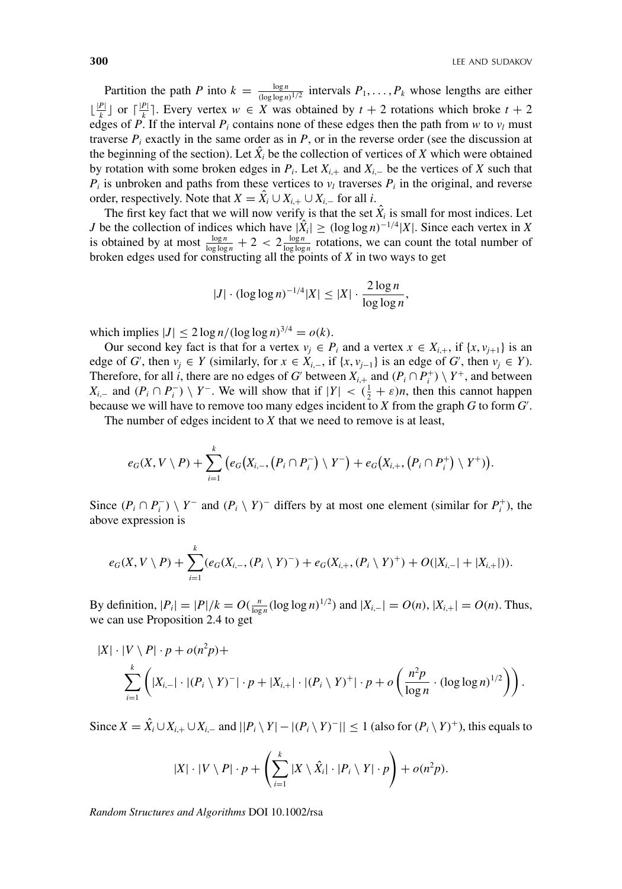Partition the path $P$ into $k = \frac{\log n}{(\log\log n)^{1/2}}$ intervals $P_1, \ldots, P_k$ whose lengths are either $\lfloor \frac{|P|}{k} \rfloor$ or $\lceil \frac{|P|}{k} \rceil$. Every vertex $w \in X$ was obtained by $t+2$ rotations which broke $t+2$ edges of $P$. If the interval $P_i$ contains none of these edges then the path from $w$ to $v_l$ must traverse $P_i$ exactly in the same order as in $P$, or in the reverse order (see the discussion at the beginning of the section). Let $\hat{X}_i$ be the collection of vertices of $X$ which were obtained by rotation with some broken edges in $P_i$. Let $X_{i,+}$ and $X_{i,-}$ be the vertices of $X$ such that $P_i$ is unbroken and paths from these vertices to $v_l$ traverses $P_i$ in the original, and reverse order, respectively. Note that $X = \hat{X}_i \cup X_{i,+} \cup X_{i,-}$ for all $i$.

The first key fact that we will now verify is that the set $\hat{X}_i$ is small for most indices. Let $J$ be the collection of indices which have $|\hat{X}_i| \geq (\log\log n)^{-1/4}|X|$. Since each vertex in $X$ is obtained by at most $\frac{\log n}{\log\log n} + 2 < 2\frac{\log n}{\log\log n}$ rotations, we can count the total number of broken edges used for constructing all the points of $X$ in two ways to get

$$|J| \cdot (\log\log n)^{-1/4}|X| \leq |X| \cdot \frac{2\log n}{\log\log n},$$

which implies $|J| \leq 2\log n/(\log\log n)^{3/4} = o(k)$.

Our second key fact is that for a vertex $v_j \in P_i$ and a vertex $x \in X_{i,+}$, if $\{x, v_{j+1}\}$ is an edge of $G'$, then $v_j \in Y$ (similarly, for $x \in X_{i,-}$, if $\{x, v_{j-1}\}$ is an edge of $G'$, then $v_j \in Y$). Therefore, for all $i$, there are no edges of $G'$ between $X_{i,+}$ and $(P_i \cap P_i^+) \setminus Y^+$, and between $X_{i,-}$ and $(P_i \cap P_i^-) \setminus Y^-$. We will show that if $|Y| < (\frac{1}{2} + \varepsilon)n$, then this cannot happen because we will have to remove too many edges incident to $X$ from the graph $G$ to form $G'$.

The number of edges incident to $X$ that we need to remove is at least,

$$e_G(X, V \setminus P) + \sum_{i=1}^{k} \left( e_G\left(X_{i,-}, \left(P_i \cap P_i^-\right) \setminus Y^-\right) + e_G\left(X_{i,+}, \left(P_i \cap P_i^+\right) \setminus Y^+\right)\right).$$

Since $(P_i \cap P_i^-) \setminus Y^-$ and $(P_i \setminus Y)^-$ differs by at most one element (similar for $P_i^+$), the above expression is

$$e_G(X, V \setminus P) + \sum_{i=1}^{k} (e_G(X_{i,-}, (P_i \setminus Y)^-) + e_G(X_{i,+}, (P_i \setminus Y)^+) + O(|X_{i,-}| + |X_{i,+}|)).$$

By definition, $|P_i| = |P|/k = O(\frac{n}{\log n}(\log\log n)^{1/2})$ and $|X_{i,-}| = O(n)$, $|X_{i,+}| = O(n)$. Thus, we can use Proposition 2.4 to get

$$|X| \cdot |V \setminus P| \cdot p + o(n^2 p) + \sum_{i=1}^{k} \left( |X_{i,-}| \cdot |(P_i \setminus Y)^-| \cdot p + |X_{i,+}| \cdot |(P_i \setminus Y)^+| \cdot p + o\left(\frac{n^2 p}{\log n} \cdot (\log\log n)^{1/2}\right)\right).$$

Since $X = \hat{X}_i \cup X_{i,+} \cup X_{i,-}$ and $||P_i \setminus Y| - |(P_i \setminus Y)^-|| \leq 1$ (also for $(P_i \setminus Y)^+$), this equals to

$$|X| \cdot |V \setminus P| \cdot p + \left( \sum_{i=1}^{k} |X \setminus \hat{X}_i| \cdot |P_i \setminus Y| \cdot p \right) + o(n^2 p).$$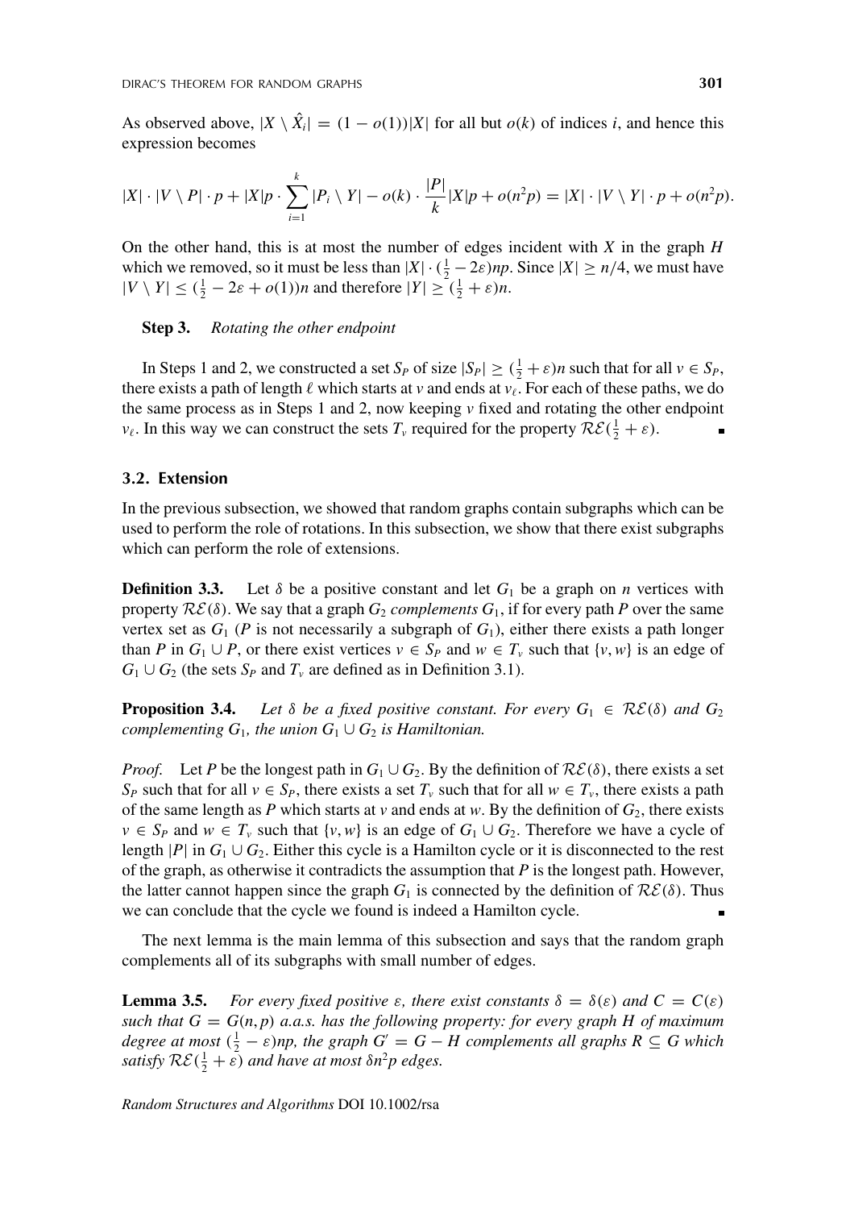As observed above, $|X \setminus \hat{X}_i| = (1 - o(1))|X|$ for all but $o(k)$ of indices $i$, and hence this expression becomes

$$|X| \cdot |V \setminus P| \cdot p + |X|p \cdot \sum_{i=1}^{k} |P_i \setminus Y| - o(k) \cdot \frac{|P|}{k}|X|p + o(n^2p) = |X| \cdot |V \setminus Y| \cdot p + o(n^2p).$$

On the other hand, this is at most the number of edges incident with $X$ in the graph $H$ which we removed, so it must be less than $|X| \cdot (\frac{1}{2} - 2\varepsilon)np$. Since $|X| \geq n/4$, we must have $|V \setminus Y| \leq (\frac{1}{2} - 2\varepsilon + o(1))n$ and therefore $|Y| \geq (\frac{1}{2} + \varepsilon)n$.

**Step 3.** *Rotating the other endpoint*

In Steps 1 and 2, we constructed a set $S_P$ of size $|S_P| \geq (\frac{1}{2} + \varepsilon)n$ such that for all $v \in S_P$, there exists a path of length $\ell$ which starts at $v$ and ends at $v_\ell$. For each of these paths, we do the same process as in Steps 1 and 2, now keeping $v$ fixed and rotating the other endpoint $v_\ell$. In this way we can construct the sets $T_v$ required for the property $\mathcal{RE}(\frac{1}{2} + \varepsilon)$. ∎

### 3.2. Extension

In the previous subsection, we showed that random graphs contain subgraphs which can be used to perform the role of rotations. In this subsection, we show that there exist subgraphs which can perform the role of extensions.

**Definition 3.3.** Let $\delta$ be a positive constant and let $G_1$ be a graph on $n$ vertices with property $\mathcal{RE}(\delta)$. We say that a graph $G_2$ *complements* $G_1$, if for every path $P$ over the same vertex set as $G_1$ ($P$ is not necessarily a subgraph of $G_1$), either there exists a path longer than $P$ in $G_1 \cup P$, or there exist vertices $v \in S_P$ and $w \in T_v$ such that $\{v, w\}$ is an edge of $G_1 \cup G_2$ (the sets $S_P$ and $T_v$ are defined as in Definition 3.1).

**Proposition 3.4.** *Let $\delta$ be a fixed positive constant. For every $G_1 \in \mathcal{RE}(\delta)$ and $G_2$ complementing $G_1$, the union $G_1 \cup G_2$ is Hamiltonian.*

*Proof.* Let $P$ be the longest path in $G_1 \cup G_2$. By the definition of $\mathcal{RE}(\delta)$, there exists a set $S_P$ such that for all $v \in S_P$, there exists a set $T_v$ such that for all $w \in T_v$, there exists a path of the same length as $P$ which starts at $v$ and ends at $w$. By the definition of $G_2$, there exists $v \in S_P$ and $w \in T_v$ such that $\{v, w\}$ is an edge of $G_1 \cup G_2$. Therefore we have a cycle of length $|P|$ in $G_1 \cup G_2$. Either this cycle is a Hamilton cycle or it is disconnected to the rest of the graph, as otherwise it contradicts the assumption that $P$ is the longest path. However, the latter cannot happen since the graph $G_1$ is connected by the definition of $\mathcal{RE}(\delta)$. Thus we can conclude that the cycle we found is indeed a Hamilton cycle. ∎

The next lemma is the main lemma of this subsection and says that the random graph complements all of its subgraphs with small number of edges.

**Lemma 3.5.** *For every fixed positive $\varepsilon$, there exist constants $\delta = \delta(\varepsilon)$ and $C = C(\varepsilon)$ such that $G = G(n, p)$ a.a.s. has the following property: for every graph $H$ of maximum degree at most $(\frac{1}{2} - \varepsilon)np$, the graph $G' = G - H$ complements all graphs $R \subseteq G$ which satisfy $\mathcal{RE}(\frac{1}{2} + \varepsilon)$ and have at most $\delta n^2 p$ edges.*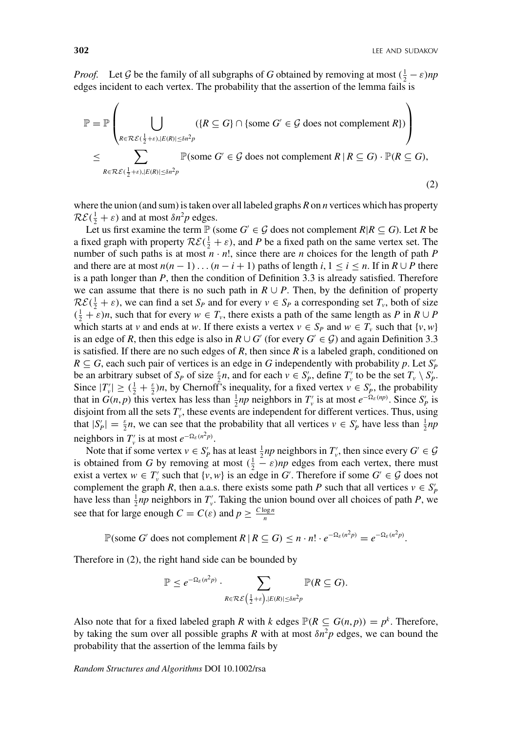*Proof.* Let $\mathcal{G}$ be the family of all subgraphs of $G$ obtained by removing at most $(\frac{1}{2} - \varepsilon)np$ edges incident to each vertex. The probability that the assertion of the lemma fails is

$$
\begin{aligned}
\mathbb{P} &= \mathbb{P}\left( \bigcup_{R \in \mathcal{RE}(\frac{1}{2}+\varepsilon), |E(R)| \le \delta n^2 p} (\{R \subseteq G\} \cap \{\text{some } G' \in \mathcal{G} \text{ does not complement } R\}) \right) \\
&\le \sum_{R \in \mathcal{RE}(\frac{1}{2}+\varepsilon), |E(R)| \le \delta n^2 p} \mathbb{P}(\text{some } G' \in \mathcal{G} \text{ does not complement } R \,|\, R \subseteq G) \cdot \mathbb{P}(R \subseteq G),
\end{aligned}
\tag{2}
$$

where the union (and sum) is taken over all labeled graphs $R$ on $n$ vertices which has property $\mathcal{RE}(\frac{1}{2} + \varepsilon)$ and at most $\delta n^2 p$ edges.

Let us first examine the term $\mathbb{P}$ (some $G' \in \mathcal{G}$ does not complement $R|R \subseteq G$). Let $R$ be a fixed graph with property $\mathcal{RE}(\frac{1}{2} + \varepsilon)$, and $P$ be a fixed path on the same vertex set. The number of such paths is at most $n \cdot n!$, since there are $n$ choices for the length of path $P$ and there are at most $n(n-1)\dots(n-i+1)$ paths of length $i$, $1 \le i \le n$. If in $R \cup P$ there is a path longer than $P$, then the condition of Definition 3.3 is already satisfied. Therefore we can assume that there is no such path in $R \cup P$. Then, by the definition of property $\mathcal{RE}(\frac{1}{2} + \varepsilon)$, we can find a set $S_P$ and for every $v \in S_P$ a corresponding set $T_v$, both of size $(\frac{1}{2} + \varepsilon)n$, such that for every $w \in T_v$, there exists a path of the same length as $P$ in $R \cup P$ which starts at $v$ and ends at $w$. If there exists a vertex $v \in S_P$ and $w \in T_v$ such that $\{v, w\}$ is an edge of $R$, then this edge is also in $R \cup G'$ (for every $G' \in \mathcal{G}$) and again Definition 3.3 is satisfied. If there are no such edges of $R$, then since $R$ is a labeled graph, conditioned on $R \subseteq G$, each such pair of vertices is an edge in $G$ independently with probability $p$. Let $S'_P$ be an arbitrary subset of $S_P$ of size $\frac{\varepsilon}{2}n$, and for each $v \in S'_P$, define $T'_v$ to be the set $T_v \setminus S'_P$. Since $|T'_v| \ge (\frac{1}{2} + \frac{\varepsilon}{2})n$, by Chernoff's inequality, for a fixed vertex $v \in S'_P$, the probability that in $G(n,p)$ this vertex has less than $\frac{1}{2}np$ neighbors in $T'_v$ is at most $e^{-\Omega_\varepsilon(np)}$. Since $S'_P$ is disjoint from all the sets $T'_v$, these events are independent for different vertices. Thus, using that $|S'_P| = \frac{\varepsilon}{2}n$, we can see that the probability that all vertices $v \in S'_P$ have less than $\frac{1}{2}np$ neighbors in $T'_v$ is at most $e^{-\Omega_\varepsilon(n^2p)}$.

Note that if some vertex $v \in S'_P$ has at least $\frac{1}{2}np$ neighbors in $T'_v$, then since every $G' \in \mathcal{G}$ is obtained from $G$ by removing at most $(\frac{1}{2} - \varepsilon)np$ edges from each vertex, there must exist a vertex $w \in T'_v$ such that $\{v, w\}$ is an edge in $G'$. Therefore if some $G' \in \mathcal{G}$ does not complement the graph $R$, then a.a.s. there exists some path $P$ such that all vertices $v \in S'_P$ have less than $\frac{1}{2}np$ neighbors in $T'_v$. Taking the union bound over all choices of path $P$, we see that for large enough $C = C(\varepsilon)$ and $p \ge \frac{C \log n}{n}$

$$
\mathbb{P}(\text{some } G' \text{ does not complement } R \,|\, R \subseteq G) \le n \cdot n! \cdot e^{-\Omega_\varepsilon(n^2p)} = e^{-\Omega_\varepsilon(n^2p)}.
$$

Therefore in (2), the right hand side can be bounded by

$$
\mathbb{P} \le e^{-\Omega_\varepsilon(n^2p)} \cdot \sum_{R \in \mathcal{RE}\left(\frac{1}{2}+\varepsilon\right), |E(R)| \le \delta n^2 p} \mathbb{P}(R \subseteq G).
$$

Also note that for a fixed labeled graph $R$ with $k$ edges $\mathbb{P}(R \subseteq G(n,p)) = p^k$. Therefore, by taking the sum over all possible graphs $R$ with at most $\delta n^2 p$ edges, we can bound the probability that the assertion of the lemma fails by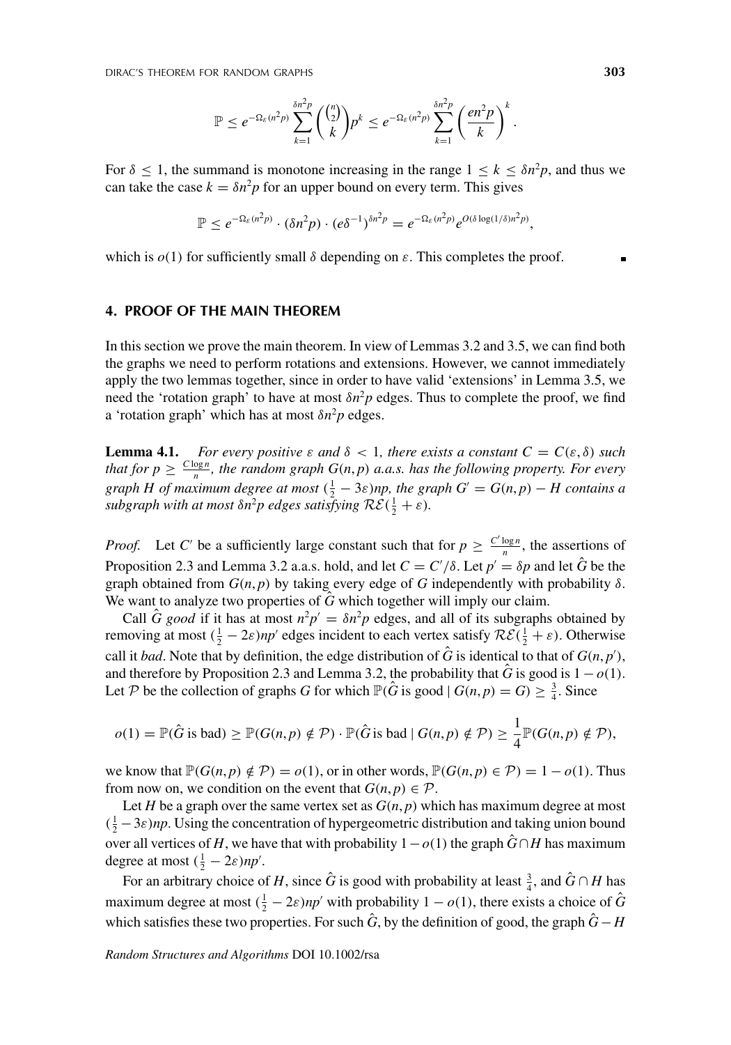$$\mathbb{P} \leq e^{-\Omega_\varepsilon(n^2p)} \sum_{k=1}^{\delta n^2 p} \binom{\binom{n}{2}}{k} p^k \leq e^{-\Omega_\varepsilon(n^2p)} \sum_{k=1}^{\delta n^2 p} \left(\frac{en^2p}{k}\right)^k.$$

For $\delta \leq 1$, the summand is monotone increasing in the range $1 \leq k \leq \delta n^2 p$, and thus we can take the case $k = \delta n^2 p$ for an upper bound on every term. This gives

$$\mathbb{P} \leq e^{-\Omega_\varepsilon(n^2p)} \cdot (\delta n^2 p) \cdot (e\delta^{-1})^{\delta n^2 p} = e^{-\Omega_\varepsilon(n^2p)} e^{O(\delta \log(1/\delta) n^2 p)},$$

which is $o(1)$ for sufficiently small $\delta$ depending on $\varepsilon$. This completes the proof. ∎

## 4. PROOF OF THE MAIN THEOREM

In this section we prove the main theorem. In view of Lemmas 3.2 and 3.5, we can find both the graphs we need to perform rotations and extensions. However, we cannot immediately apply the two lemmas together, since in order to have valid 'extensions' in Lemma 3.5, we need the 'rotation graph' to have at most $\delta n^2 p$ edges. Thus to complete the proof, we find a 'rotation graph' which has at most $\delta n^2 p$ edges.

**Lemma 4.1.** *For every positive $\varepsilon$ and $\delta < 1$, there exists a constant $C = C(\varepsilon, \delta)$ such that for $p \geq \frac{C \log n}{n}$, the random graph $G(n,p)$ a.a.s. has the following property. For every graph $H$ of maximum degree at most $(\frac{1}{2} - 3\varepsilon)np$, the graph $G' = G(n,p) - H$ contains a subgraph with at most $\delta n^2 p$ edges satisfying $\mathcal{RE}(\frac{1}{2} + \varepsilon)$.*

*Proof.* Let $C'$ be a sufficiently large constant such that for $p \geq \frac{C' \log n}{n}$, the assertions of Proposition 2.3 and Lemma 3.2 a.a.s. hold, and let $C = C'/\delta$. Let $p' = \delta p$ and let $\hat{G}$ be the graph obtained from $G(n,p)$ by taking every edge of $G$ independently with probability $\delta$. We want to analyze two properties of $\hat{G}$ which together will imply our claim.

Call $\hat{G}$ *good* if it has at most $n^2 p' = \delta n^2 p$ edges, and all of its subgraphs obtained by removing at most $(\frac{1}{2} - 2\varepsilon)np'$ edges incident to each vertex satisfy $\mathcal{RE}(\frac{1}{2} + \varepsilon)$. Otherwise call it *bad*. Note that by definition, the edge distribution of $\hat{G}$ is identical to that of $G(n,p')$, and therefore by Proposition 2.3 and Lemma 3.2, the probability that $\hat{G}$ is good is $1 - o(1)$. Let $\mathcal{P}$ be the collection of graphs $G$ for which $\mathbb{P}(\hat{G} \text{ is good} \mid G(n,p) = G) \geq \frac{3}{4}$. Since

$$o(1) = \mathbb{P}(\hat{G} \text{ is bad}) \geq \mathbb{P}(G(n,p) \notin \mathcal{P}) \cdot \mathbb{P}(\hat{G} \text{ is bad} \mid G(n,p) \notin \mathcal{P}) \geq \frac{1}{4}\mathbb{P}(G(n,p) \notin \mathcal{P}),$$

we know that $\mathbb{P}(G(n,p) \notin \mathcal{P}) = o(1)$, or in other words, $\mathbb{P}(G(n,p) \in \mathcal{P}) = 1 - o(1)$. Thus from now on, we condition on the event that $G(n,p) \in \mathcal{P}$.

Let $H$ be a graph over the same vertex set as $G(n,p)$ which has maximum degree at most $(\frac{1}{2} - 3\varepsilon)np$. Using the concentration of hypergeometric distribution and taking union bound over all vertices of $H$, we have that with probability $1 - o(1)$ the graph $\hat{G} \cap H$ has maximum degree at most $(\frac{1}{2} - 2\varepsilon)np'$.

For an arbitrary choice of $H$, since $\hat{G}$ is good with probability at least $\frac{3}{4}$, and $\hat{G} \cap H$ has maximum degree at most $(\frac{1}{2} - 2\varepsilon)np'$ with probability $1 - o(1)$, there exists a choice of $\hat{G}$ which satisfies these two properties. For such $\hat{G}$, by the definition of good, the graph $\hat{G} - H$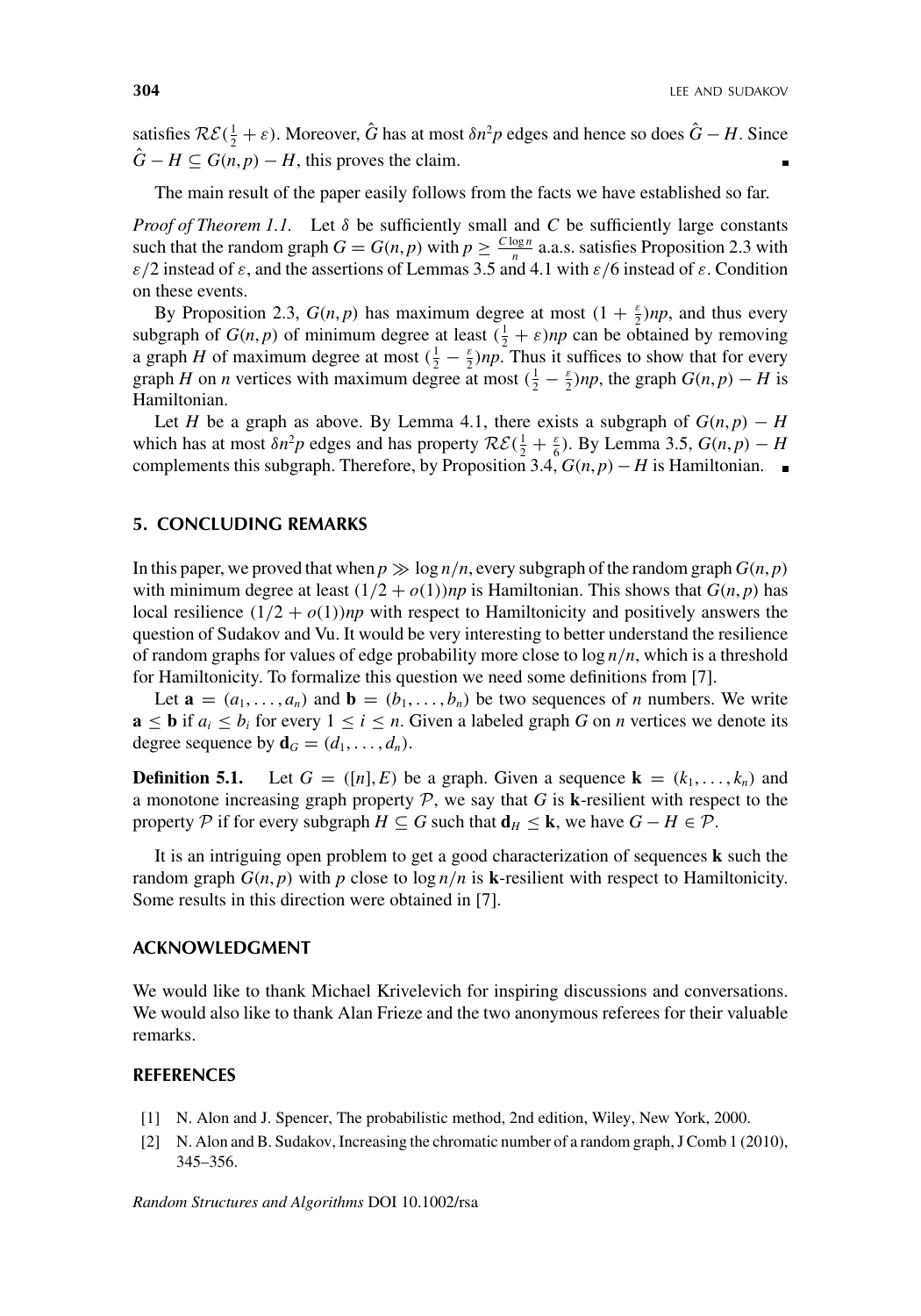satisfies $\mathcal{RE}(\frac{1}{2}+\varepsilon)$. Moreover, $\hat{G}$ has at most $\delta n^2 p$ edges and hence so does $\hat{G}-H$. Since $\hat{G}-H \subseteq G(n,p)-H$, this proves the claim. ∎

The main result of the paper easily follows from the facts we have established so far.

*Proof of Theorem 1.1.* Let $\delta$ be sufficiently small and $C$ be sufficiently large constants such that the random graph $G = G(n,p)$ with $p \geq \frac{C \log n}{n}$ a.a.s. satisfies Proposition 2.3 with $\varepsilon/2$ instead of $\varepsilon$, and the assertions of Lemmas 3.5 and 4.1 with $\varepsilon/6$ instead of $\varepsilon$. Condition on these events.

By Proposition 2.3, $G(n,p)$ has maximum degree at most $(1+\frac{\varepsilon}{2})np$, and thus every subgraph of $G(n,p)$ of minimum degree at least $(\frac{1}{2}+\varepsilon)np$ can be obtained by removing a graph $H$ of maximum degree at most $(\frac{1}{2}-\frac{\varepsilon}{2})np$. Thus it suffices to show that for every graph $H$ on $n$ vertices with maximum degree at most $(\frac{1}{2}-\frac{\varepsilon}{2})np$, the graph $G(n,p)-H$ is Hamiltonian.

Let $H$ be a graph as above. By Lemma 4.1, there exists a subgraph of $G(n,p)-H$ which has at most $\delta n^2 p$ edges and has property $\mathcal{RE}(\frac{1}{2}+\frac{\varepsilon}{6})$. By Lemma 3.5, $G(n,p)-H$ complements this subgraph. Therefore, by Proposition 3.4, $G(n,p)-H$ is Hamiltonian. ∎

## 5. CONCLUDING REMARKS

In this paper, we proved that when $p \gg \log n/n$, every subgraph of the random graph $G(n,p)$ with minimum degree at least $(1/2+o(1))np$ is Hamiltonian. This shows that $G(n,p)$ has local resilience $(1/2+o(1))np$ with respect to Hamiltonicity and positively answers the question of Sudakov and Vu. It would be very interesting to better understand the resilience of random graphs for values of edge probability more close to $\log n/n$, which is a threshold for Hamiltonicity. To formalize this question we need some definitions from [7].

Let $\mathbf{a} = (a_1,\ldots,a_n)$ and $\mathbf{b} = (b_1,\ldots,b_n)$ be two sequences of $n$ numbers. We write $\mathbf{a} \leq \mathbf{b}$ if $a_i \leq b_i$ for every $1 \leq i \leq n$. Given a labeled graph $G$ on $n$ vertices we denote its degree sequence by $\mathbf{d}_G = (d_1,\ldots,d_n)$.

**Definition 5.1.** Let $G = ([n],E)$ be a graph. Given a sequence $\mathbf{k} = (k_1,\ldots,k_n)$ and a monotone increasing graph property $\mathcal{P}$, we say that $G$ is $\mathbf{k}$-resilient with respect to the property $\mathcal{P}$ if for every subgraph $H \subseteq G$ such that $\mathbf{d}_H \leq \mathbf{k}$, we have $G-H \in \mathcal{P}$.

It is an intriguing open problem to get a good characterization of sequences $\mathbf{k}$ such the random graph $G(n,p)$ with $p$ close to $\log n/n$ is $\mathbf{k}$-resilient with respect to Hamiltonicity. Some results in this direction were obtained in [7].

## ACKNOWLEDGMENT

We would like to thank Michael Krivelevich for inspiring discussions and conversations. We would also like to thank Alan Frieze and the two anonymous referees for their valuable remarks.

## REFERENCES

[1] N. Alon and J. Spencer, The probabilistic method, 2nd edition, Wiley, New York, 2000.

[2] N. Alon and B. Sudakov, Increasing the chromatic number of a random graph, J Comb 1 (2010), 345–356.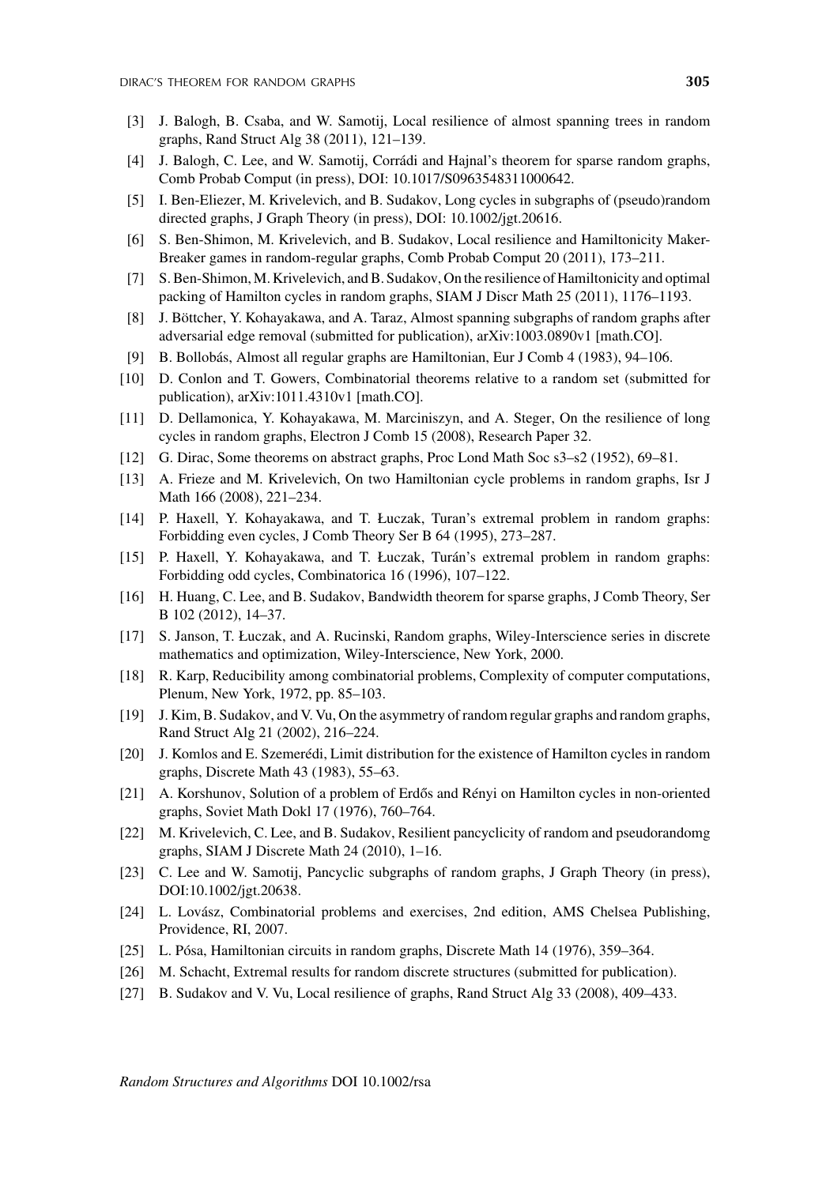[3] J. Balogh, B. Csaba, and W. Samotij, Local resilience of almost spanning trees in random graphs, Rand Struct Alg 38 (2011), 121–139.

[4] J. Balogh, C. Lee, and W. Samotij, Corrádi and Hajnal's theorem for sparse random graphs, Comb Probab Comput (in press), DOI: 10.1017/S0963548311000642.

[5] I. Ben-Eliezer, M. Krivelevich, and B. Sudakov, Long cycles in subgraphs of (pseudo)random directed graphs, J Graph Theory (in press), DOI: 10.1002/jgt.20616.

[6] S. Ben-Shimon, M. Krivelevich, and B. Sudakov, Local resilience and Hamiltonicity Maker-Breaker games in random-regular graphs, Comb Probab Comput 20 (2011), 173–211.

[7] S. Ben-Shimon, M. Krivelevich, and B. Sudakov, On the resilience of Hamiltonicity and optimal packing of Hamilton cycles in random graphs, SIAM J Discr Math 25 (2011), 1176–1193.

[8] J. Böttcher, Y. Kohayakawa, and A. Taraz, Almost spanning subgraphs of random graphs after adversarial edge removal (submitted for publication), arXiv:1003.0890v1 [math.CO].

[9] B. Bollobás, Almost all regular graphs are Hamiltonian, Eur J Comb 4 (1983), 94–106.

[10] D. Conlon and T. Gowers, Combinatorial theorems relative to a random set (submitted for publication), arXiv:1011.4310v1 [math.CO].

[11] D. Dellamonica, Y. Kohayakawa, M. Marciniszyn, and A. Steger, On the resilience of long cycles in random graphs, Electron J Comb 15 (2008), Research Paper 32.

[12] G. Dirac, Some theorems on abstract graphs, Proc Lond Math Soc s3–s2 (1952), 69–81.

[13] A. Frieze and M. Krivelevich, On two Hamiltonian cycle problems in random graphs, Isr J Math 166 (2008), 221–234.

[14] P. Haxell, Y. Kohayakawa, and T. Łuczak, Turan's extremal problem in random graphs: Forbidding even cycles, J Comb Theory Ser B 64 (1995), 273–287.

[15] P. Haxell, Y. Kohayakawa, and T. Łuczak, Turán's extremal problem in random graphs: Forbidding odd cycles, Combinatorica 16 (1996), 107–122.

[16] H. Huang, C. Lee, and B. Sudakov, Bandwidth theorem for sparse graphs, J Comb Theory, Ser B 102 (2012), 14–37.

[17] S. Janson, T. Łuczak, and A. Rucinski, Random graphs, Wiley-Interscience series in discrete mathematics and optimization, Wiley-Interscience, New York, 2000.

[18] R. Karp, Reducibility among combinatorial problems, Complexity of computer computations, Plenum, New York, 1972, pp. 85–103.

[19] J. Kim, B. Sudakov, and V. Vu, On the asymmetry of random regular graphs and random graphs, Rand Struct Alg 21 (2002), 216–224.

[20] J. Komlos and E. Szemerédi, Limit distribution for the existence of Hamilton cycles in random graphs, Discrete Math 43 (1983), 55–63.

[21] A. Korshunov, Solution of a problem of Erdős and Rényi on Hamilton cycles in non-oriented graphs, Soviet Math Dokl 17 (1976), 760–764.

[22] M. Krivelevich, C. Lee, and B. Sudakov, Resilient pancyclicity of random and pseudorandomg graphs, SIAM J Discrete Math 24 (2010), 1–16.

[23] C. Lee and W. Samotij, Pancyclic subgraphs of random graphs, J Graph Theory (in press), DOI:10.1002/jgt.20638.

[24] L. Lovász, Combinatorial problems and exercises, 2nd edition, AMS Chelsea Publishing, Providence, RI, 2007.

[25] L. Pósa, Hamiltonian circuits in random graphs, Discrete Math 14 (1976), 359–364.

[26] M. Schacht, Extremal results for random discrete structures (submitted for publication).

[27] B. Sudakov and V. Vu, Local resilience of graphs, Rand Struct Alg 33 (2008), 409–433.